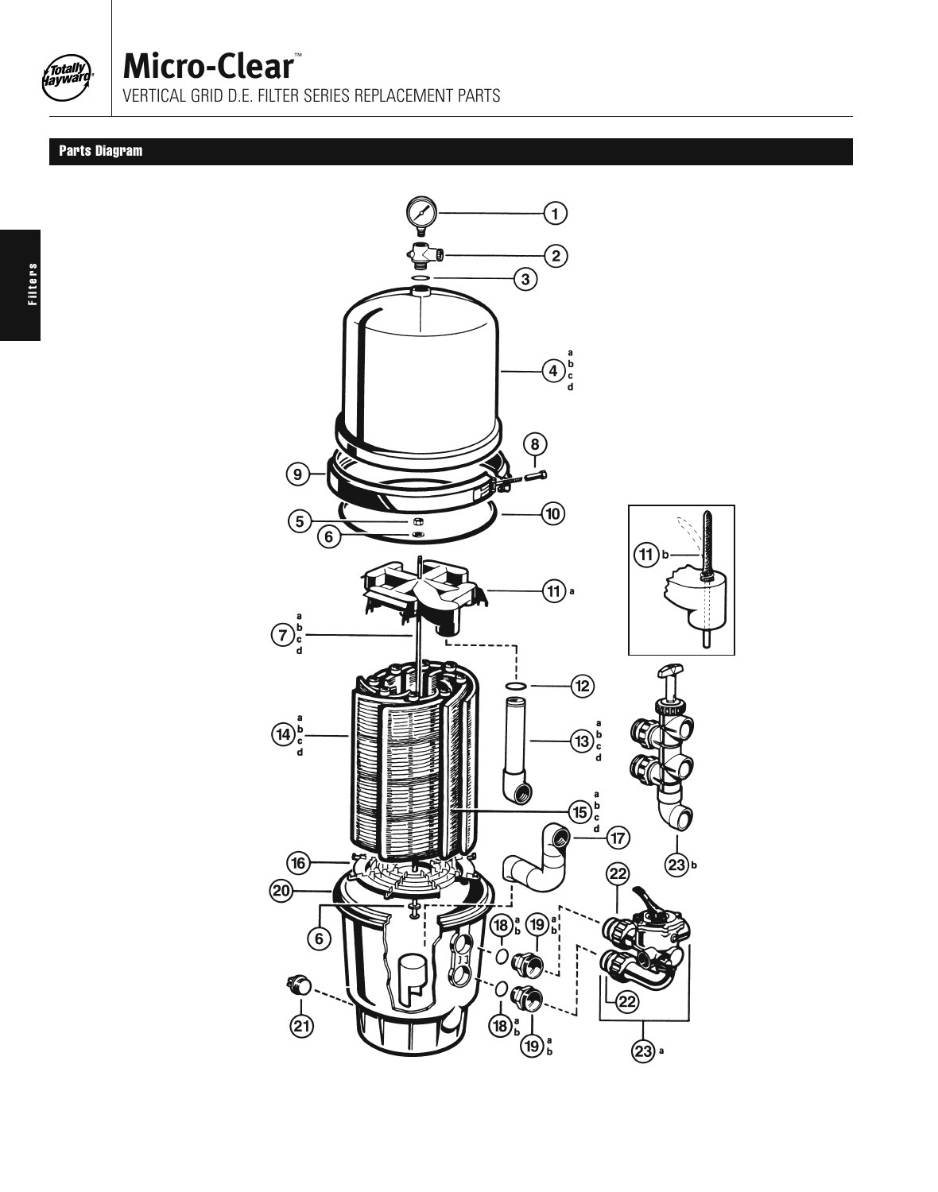# Micro-Clear™

VERTICAL GRID D.E. FILTER SERIES REPLACEMENT PARTS

## Parts Diagram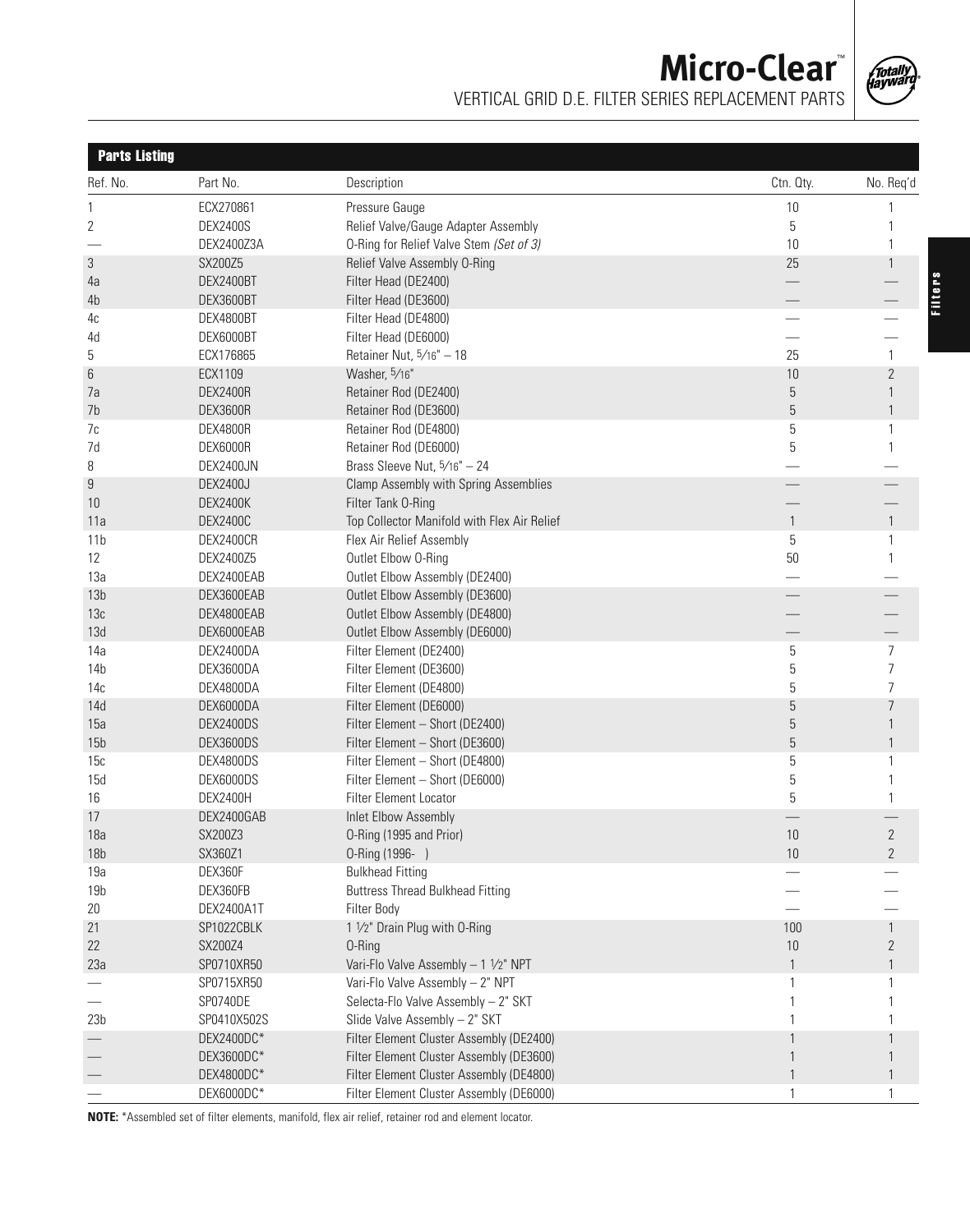# Micro-Clear™

VERTICAL GRID D.E. FILTER SERIES REPLACEMENT PARTS

## Parts Listing

| Ref. No. | Part No. | Description | Ctn. Qty. | No. Req'd |
|---|---|---|---|---|
| 1 | ECX270861 | Pressure Gauge | 10 | 1 |
| 2 | DEX2400S | Relief Valve/Gauge Adapter Assembly | 5 | 1 |
| — | DEX2400Z3A | O-Ring for Relief Valve Stem *(Set of 3)* | 10 | 1 |
| 3 | SX200Z5 | Relief Valve Assembly O-Ring | 25 | 1 |
| 4a | DEX2400BT | Filter Head (DE2400) | — | — |
| 4b | DEX3600BT | Filter Head (DE3600) | — | — |
| 4c | DEX4800BT | Filter Head (DE4800) | — | — |
| 4d | DEX6000BT | Filter Head (DE6000) | — | — |
| 5 | ECX176865 | Retainer Nut, 5⁄16" – 18 | 25 | 1 |
| 6 | ECX1109 | Washer, 5⁄16" | 10 | 2 |
| 7a | DEX2400R | Retainer Rod (DE2400) | 5 | 1 |
| 7b | DEX3600R | Retainer Rod (DE3600) | 5 | 1 |
| 7c | DEX4800R | Retainer Rod (DE4800) | 5 | 1 |
| 7d | DEX6000R | Retainer Rod (DE6000) | 5 | 1 |
| 8 | DEX2400JN | Brass Sleeve Nut, 5⁄16" – 24 | — | — |
| 9 | DEX2400J | Clamp Assembly with Spring Assemblies | — | — |
| 10 | DEX2400K | Filter Tank O-Ring | — | — |
| 11a | DEX2400C | Top Collector Manifold with Flex Air Relief | 1 | 1 |
| 11b | DEX2400CR | Flex Air Relief Assembly | 5 | 1 |
| 12 | DEX2400Z5 | Outlet Elbow O-Ring | 50 | 1 |
| 13a | DEX2400EAB | Outlet Elbow Assembly (DE2400) | — | — |
| 13b | DEX3600EAB | Outlet Elbow Assembly (DE3600) | — | — |
| 13c | DEX4800EAB | Outlet Elbow Assembly (DE4800) | — | — |
| 13d | DEX6000EAB | Outlet Elbow Assembly (DE6000) | — | — |
| 14a | DEX2400DA | Filter Element (DE2400) | 5 | 7 |
| 14b | DEX3600DA | Filter Element (DE3600) | 5 | 7 |
| 14c | DEX4800DA | Filter Element (DE4800) | 5 | 7 |
| 14d | DEX6000DA | Filter Element (DE6000) | 5 | 7 |
| 15a | DEX2400DS | Filter Element – Short (DE2400) | 5 | 1 |
| 15b | DEX3600DS | Filter Element – Short (DE3600) | 5 | 1 |
| 15c | DEX4800DS | Filter Element – Short (DE4800) | 5 | 1 |
| 15d | DEX6000DS | Filter Element – Short (DE6000) | 5 | 1 |
| 16 | DEX2400H | Filter Element Locator | 5 | 1 |
| 17 | DEX2400GAB | Inlet Elbow Assembly | — | — |
| 18a | SX200Z3 | O-Ring (1995 and Prior) | 10 | 2 |
| 18b | SX360Z1 | O-Ring (1996- ) | 10 | 2 |
| 19a | DEX360F | Bulkhead Fitting | — | — |
| 19b | DEX360FB | Buttress Thread Bulkhead Fitting | — | — |
| 20 | DEX2400A1T | Filter Body | — | — |
| 21 | SP1022CBLK | 1 ½" Drain Plug with O-Ring | 100 | 1 |
| 22 | SX200Z4 | O-Ring | 10 | 2 |
| 23a | SP0710XR50 | Vari-Flo Valve Assembly – 1 ½" NPT | 1 | 1 |
| — | SP0715XR50 | Vari-Flo Valve Assembly – 2" NPT | 1 | 1 |
| — | SP0740DE | Selecta-Flo Valve Assembly – 2" SKT | 1 | 1 |
| 23b | SP0410X502S | Slide Valve Assembly – 2" SKT | 1 | 1 |
| — | DEX2400DC* | Filter Element Cluster Assembly (DE2400) | 1 | 1 |
| — | DEX3600DC* | Filter Element Cluster Assembly (DE3600) | 1 | 1 |
| — | DEX4800DC* | Filter Element Cluster Assembly (DE4800) | 1 | 1 |
| — | DEX6000DC* | Filter Element Cluster Assembly (DE6000) | 1 | 1 |

**NOTE:** *Assembled set of filter elements, manifold, flex air relief, retainer rod and element locator.